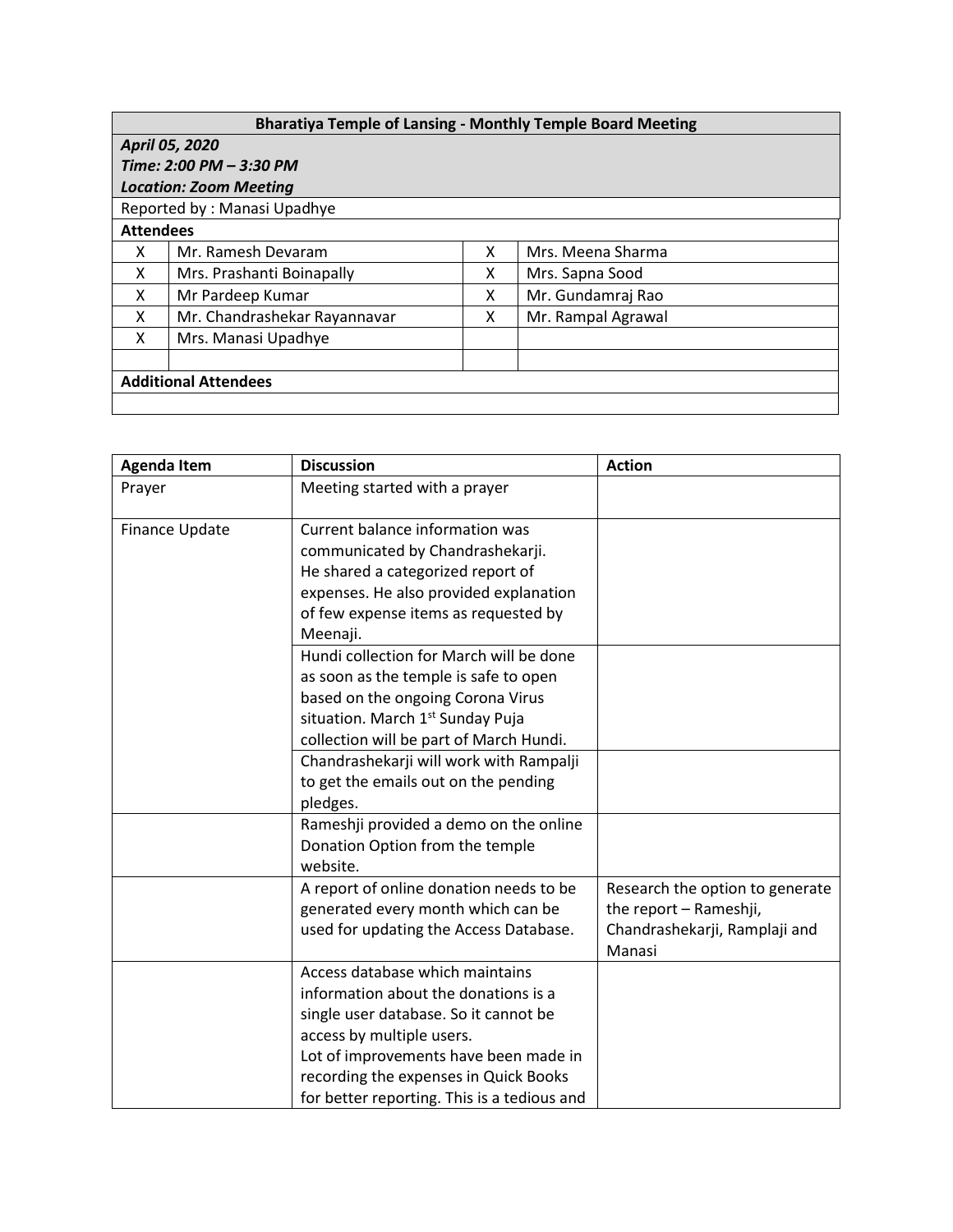| **Bharatiya Temple of Lansing - Monthly Temple Board Meeting** | | | |
|---|---|---|---|
| ***April 05, 2020*** <br> ***Time: 2:00 PM – 3:30 PM*** <br> ***Location: Zoom Meeting*** | | | |
| Reported by : Manasi Upadhye | | | |
| **Attendees** | | | |
| X | Mr. Ramesh Devaram | X | Mrs. Meena Sharma |
| X | Mrs. Prashanti Boinapally | X | Mrs. Sapna Sood |
| X | Mr Pardeep Kumar | X | Mr. Gundamraj Rao |
| X | Mr. Chandrashekar Rayannavar | X | Mr. Rampal Agrawal |
| X | Mrs. Manasi Upadhye | | |
| | | | |
| **Additional Attendees** | | | |
| | | | |

| Agenda Item | Discussion | Action |
|---|---|---|
| Prayer | Meeting started with a prayer | |
| Finance Update | Current balance information was communicated by Chandrashekarji. He shared a categorized report of expenses. He also provided explanation of few expense items as requested by Meenaji. | |
| | Hundi collection for March will be done as soon as the temple is safe to open based on the ongoing Corona Virus situation. March 1st Sunday Puja collection will be part of March Hundi. | |
| | Chandrashekarji will work with Rampalji to get the emails out on the pending pledges. | |
| | Rameshji provided a demo on the online Donation Option from the temple website. | |
| | A report of online donation needs to be generated every month which can be used for updating the Access Database. | Research the option to generate the report – Rameshji, Chandrashekarji, Ramplaji and Manasi |
| | Access database which maintains information about the donations is a single user database. So it cannot be access by multiple users. <br> Lot of improvements have been made in recording the expenses in Quick Books for better reporting. This is a tedious and | |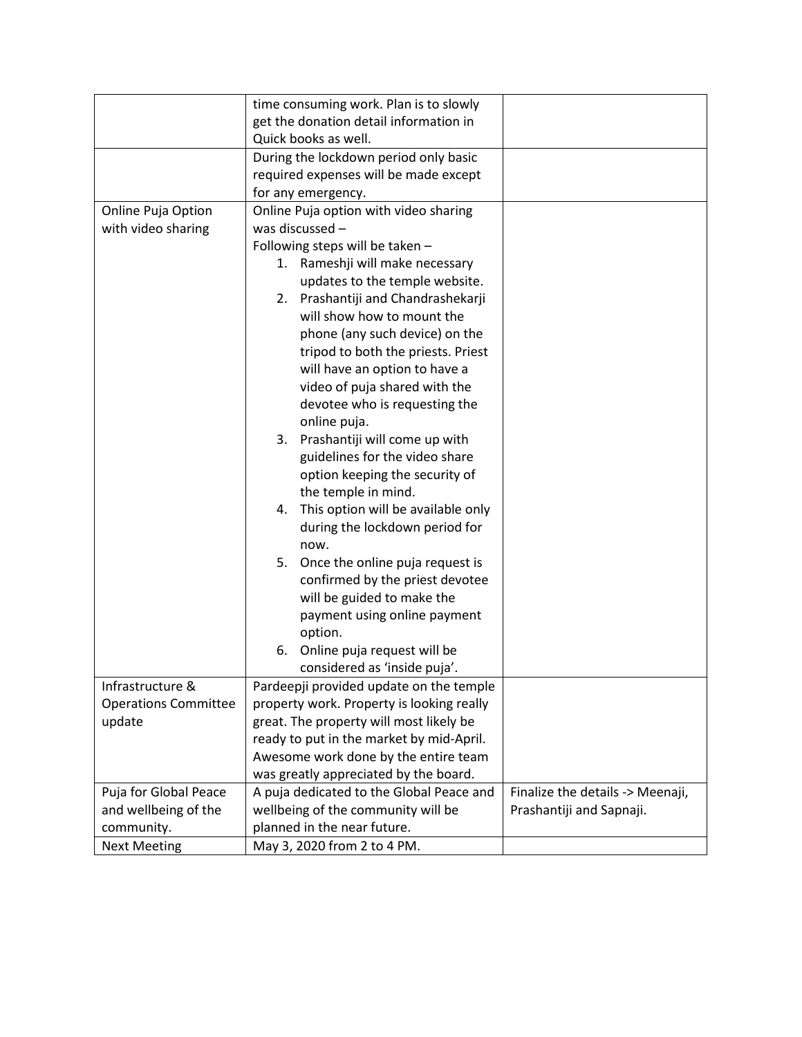| | | |
|---|---|---|
| | time consuming work. Plan is to slowly get the donation detail information in Quick books as well. | |
| | During the lockdown period only basic required expenses will be made except for any emergency. | |
| Online Puja Option with video sharing | Online Puja option with video sharing was discussed –<br>Following steps will be taken –<br>1. Rameshji will make necessary updates to the temple website.<br>2. Prashantiji and Chandrashekarji will show how to mount the phone (any such device) on the tripod to both the priests. Priest will have an option to have a video of puja shared with the devotee who is requesting the online puja.<br>3. Prashantiji will come up with guidelines for the video share option keeping the security of the temple in mind.<br>4. This option will be available only during the lockdown period for now.<br>5. Once the online puja request is confirmed by the priest devotee will be guided to make the payment using online payment option.<br>6. Online puja request will be considered as 'inside puja'. | |
| Infrastructure & Operations Committee update | Pardeepji provided update on the temple property work. Property is looking really great. The property will most likely be ready to put in the market by mid-April. Awesome work done by the entire team was greatly appreciated by the board. | |
| Puja for Global Peace and wellbeing of the community. | A puja dedicated to the Global Peace and wellbeing of the community will be planned in the near future. | Finalize the details -> Meenaji, Prashantiji and Sapnaji. |
| Next Meeting | May 3, 2020 from 2 to 4 PM. | |